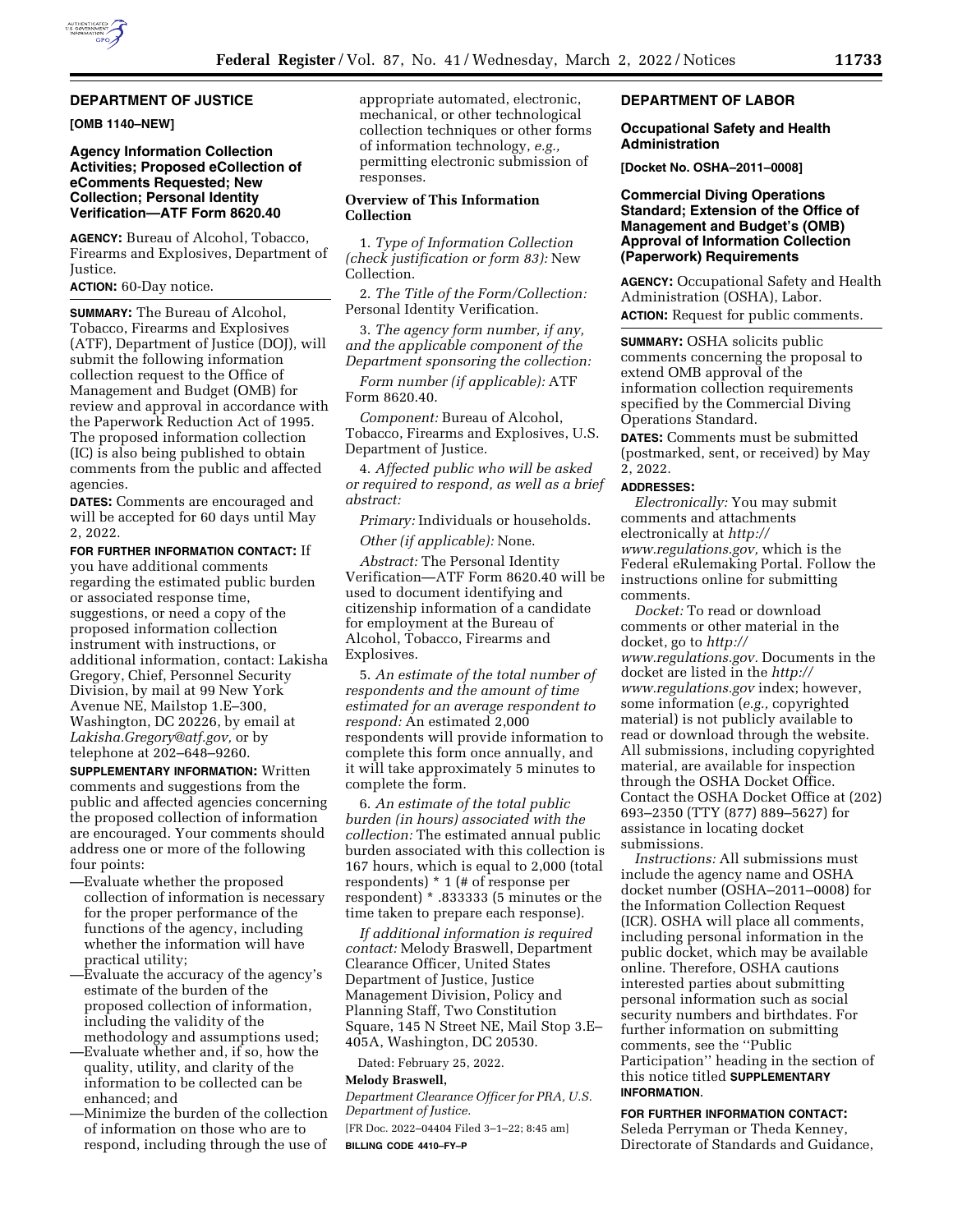## DEPARTMENT OF JUSTICE

**[OMB 1140–NEW]**

### Agency Information Collection Activities; Proposed eCollection of eComments Requested; New Collection; Personal Identity Verification—ATF Form 8620.40

**AGENCY:** Bureau of Alcohol, Tobacco, Firearms and Explosives, Department of Justice.

**ACTION:** 60-Day notice.

**SUMMARY:** The Bureau of Alcohol, Tobacco, Firearms and Explosives (ATF), Department of Justice (DOJ), will submit the following information collection request to the Office of Management and Budget (OMB) for review and approval in accordance with the Paperwork Reduction Act of 1995. The proposed information collection (IC) is also being published to obtain comments from the public and affected agencies.

**DATES:** Comments are encouraged and will be accepted for 60 days until May 2, 2022.

**FOR FURTHER INFORMATION CONTACT:** If you have additional comments regarding the estimated public burden or associated response time, suggestions, or need a copy of the proposed information collection instrument with instructions, or additional information, contact: Lakisha Gregory, Chief, Personnel Security Division, by mail at 99 New York Avenue NE, Mailstop 1.E–300, Washington, DC 20226, by email at *Lakisha.Gregory@atf.gov,* or by telephone at 202–648–9260.

**SUPPLEMENTARY INFORMATION:** Written comments and suggestions from the public and affected agencies concerning the proposed collection of information are encouraged. Your comments should address one or more of the following four points:

—Evaluate whether the proposed collection of information is necessary for the proper performance of the functions of the agency, including whether the information will have practical utility;

—Evaluate the accuracy of the agency's estimate of the burden of the proposed collection of information, including the validity of the methodology and assumptions used;

—Evaluate whether and, if so, how the quality, utility, and clarity of the information to be collected can be enhanced; and

—Minimize the burden of the collection of information on those who are to respond, including through the use of appropriate automated, electronic, mechanical, or other technological collection techniques or other forms of information technology, *e.g.,* permitting electronic submission of responses.

**Overview of This Information Collection**

1. *Type of Information Collection (check justification or form 83):* New Collection.

2. *The Title of the Form/Collection:* Personal Identity Verification.

3. *The agency form number, if any, and the applicable component of the Department sponsoring the collection:*

*Form number (if applicable):* ATF Form 8620.40.

*Component:* Bureau of Alcohol, Tobacco, Firearms and Explosives, U.S. Department of Justice.

4. *Affected public who will be asked or required to respond, as well as a brief abstract:*

*Primary:* Individuals or households.

*Other (if applicable):* None.

*Abstract:* The Personal Identity Verification—ATF Form 8620.40 will be used to document identifying and citizenship information of a candidate for employment at the Bureau of Alcohol, Tobacco, Firearms and Explosives.

5. *An estimate of the total number of respondents and the amount of time estimated for an average respondent to respond:* An estimated 2,000 respondents will provide information to complete this form once annually, and it will take approximately 5 minutes to complete the form.

6. *An estimate of the total public burden (in hours) associated with the collection:* The estimated annual public burden associated with this collection is 167 hours, which is equal to 2,000 (total respondents) * 1 (# of response per respondent) * .833333 (5 minutes or the time taken to prepare each response).

*If additional information is required contact:* Melody Braswell, Department Clearance Officer, United States Department of Justice, Justice Management Division, Policy and Planning Staff, Two Constitution Square, 145 N Street NE, Mail Stop 3.E–405A, Washington, DC 20530.

Dated: February 25, 2022.

**Melody Braswell,**

*Department Clearance Officer for PRA, U.S. Department of Justice.*

[FR Doc. 2022–04404 Filed 3–1–22; 8:45 am]

**BILLING CODE 4410–FY–P**

## DEPARTMENT OF LABOR

### Occupational Safety and Health Administration

**[Docket No. OSHA–2011–0008]**

### Commercial Diving Operations Standard; Extension of the Office of Management and Budget's (OMB) Approval of Information Collection (Paperwork) Requirements

**AGENCY:** Occupational Safety and Health Administration (OSHA), Labor.

**ACTION:** Request for public comments.

**SUMMARY:** OSHA solicits public comments concerning the proposal to extend OMB approval of the information collection requirements specified by the Commercial Diving Operations Standard.

**DATES:** Comments must be submitted (postmarked, sent, or received) by May 2, 2022.

**ADDRESSES:**

*Electronically:* You may submit comments and attachments electronically at *http://www.regulations.gov,* which is the Federal eRulemaking Portal. Follow the instructions online for submitting comments.

*Docket:* To read or download comments or other material in the docket, go to *http://www.regulations.gov.* Documents in the docket are listed in the *http://www.regulations.gov* index; however, some information (*e.g.,* copyrighted material) is not publicly available to read or download through the website. All submissions, including copyrighted material, are available for inspection through the OSHA Docket Office. Contact the OSHA Docket Office at (202) 693–2350 (TTY (877) 889–5627) for assistance in locating docket submissions.

*Instructions:* All submissions must include the agency name and OSHA docket number (OSHA–2011–0008) for the Information Collection Request (ICR). OSHA will place all comments, including personal information in the public docket, which may be available online. Therefore, OSHA cautions interested parties about submitting personal information such as social security numbers and birthdates. For further information on submitting comments, see the ''Public Participation'' heading in the section of this notice titled **SUPPLEMENTARY INFORMATION**.

**FOR FURTHER INFORMATION CONTACT:** Seleda Perryman or Theda Kenney, Directorate of Standards and Guidance,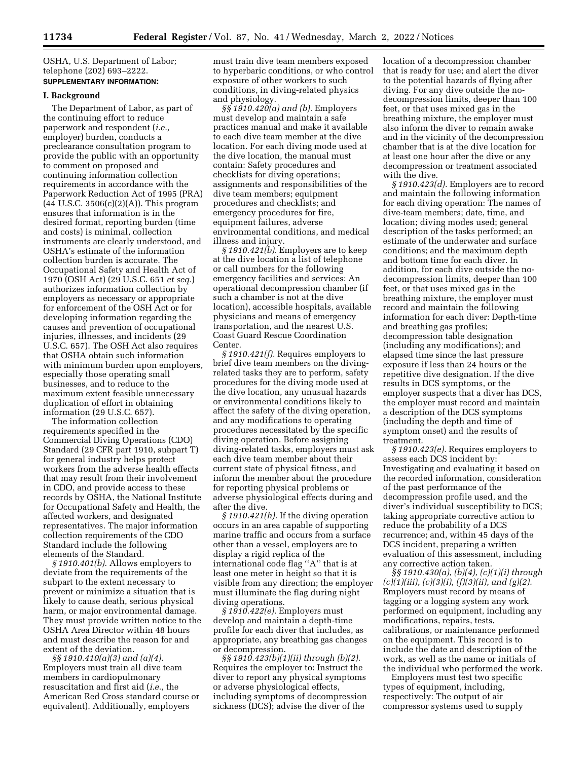OSHA, U.S. Department of Labor; telephone (202) 693–2222.

**SUPPLEMENTARY INFORMATION:**

## I. Background

The Department of Labor, as part of the continuing effort to reduce paperwork and respondent (*i.e.,* employer) burden, conducts a preclearance consultation program to provide the public with an opportunity to comment on proposed and continuing information collection requirements in accordance with the Paperwork Reduction Act of 1995 (PRA) (44 U.S.C. 3506(c)(2)(A)). This program ensures that information is in the desired format, reporting burden (time and costs) is minimal, collection instruments are clearly understood, and OSHA's estimate of the information collection burden is accurate. The Occupational Safety and Health Act of 1970 (OSH Act) (29 U.S.C. 651 *et seq.*) authorizes information collection by employers as necessary or appropriate for enforcement of the OSH Act or for developing information regarding the causes and prevention of occupational injuries, illnesses, and incidents (29 U.S.C. 657). The OSH Act also requires that OSHA obtain such information with minimum burden upon employers, especially those operating small businesses, and to reduce to the maximum extent feasible unnecessary duplication of effort in obtaining information (29 U.S.C. 657).

The information collection requirements specified in the Commercial Diving Operations (CDO) Standard (29 CFR part 1910, subpart T) for general industry helps protect workers from the adverse health effects that may result from their involvement in CDO, and provide access to these records by OSHA, the National Institute for Occupational Safety and Health, the affected workers, and designated representatives. The major information collection requirements of the CDO Standard include the following elements of the Standard.

*§ 1910.401(b).* Allows employers to deviate from the requirements of the subpart to the extent necessary to prevent or minimize a situation that is likely to cause death, serious physical harm, or major environmental damage. They must provide written notice to the OSHA Area Director within 48 hours and must describe the reason for and extent of the deviation.

*§§ 1910.410(a)(3) and (a)(4).* Employers must train all dive team members in cardiopulmonary resuscitation and first aid (*i.e.,* the American Red Cross standard course or equivalent). Additionally, employers must train dive team members exposed to hyperbaric conditions, or who control exposure of other workers to such conditions, in diving-related physics and physiology.

*§§ 1910.420(a) and (b).* Employers must develop and maintain a safe practices manual and make it available to each dive team member at the dive location. For each diving mode used at the dive location, the manual must contain: Safety procedures and checklists for diving operations; assignments and responsibilities of the dive team members; equipment procedures and checklists; and emergency procedures for fire, equipment failures, adverse environmental conditions, and medical illness and injury.

*§ 1910.421(b).* Employers are to keep at the dive location a list of telephone or call numbers for the following emergency facilities and services: An operational decompression chamber (if such a chamber is not at the dive location), accessible hospitals, available physicians and means of emergency transportation, and the nearest U.S. Coast Guard Rescue Coordination Center.

*§ 1910.421(f).* Requires employers to brief dive team members on the diving-related tasks they are to perform, safety procedures for the diving mode used at the dive location, any unusual hazards or environmental conditions likely to affect the safety of the diving operation, and any modifications to operating procedures necessitated by the specific diving operation. Before assigning diving-related tasks, employers must ask each dive team member about their current state of physical fitness, and inform the member about the procedure for reporting physical problems or adverse physiological effects during and after the dive.

*§ 1910.421(h).* If the diving operation occurs in an area capable of supporting marine traffic and occurs from a surface other than a vessel, employers are to display a rigid replica of the international code flag "A" that is at least one meter in height so that it is visible from any direction; the employer must illuminate the flag during night diving operations.

*§ 1910.422(e).* Employers must develop and maintain a depth-time profile for each diver that includes, as appropriate, any breathing gas changes or decompression.

*§§ 1910.423(b)(1)(ii) through (b)(2).* Requires the employer to: Instruct the diver to report any physical symptoms or adverse physiological effects, including symptoms of decompression sickness (DCS); advise the diver of the location of a decompression chamber that is ready for use; and alert the diver to the potential hazards of flying after diving. For any dive outside the no-decompression limits, deeper than 100 feet, or that uses mixed gas in the breathing mixture, the employer must also inform the diver to remain awake and in the vicinity of the decompression chamber that is at the dive location for at least one hour after the dive or any decompression or treatment associated with the dive.

*§ 1910.423(d).* Employers are to record and maintain the following information for each diving operation: The names of dive-team members; date, time, and location; diving modes used; general description of the tasks performed; an estimate of the underwater and surface conditions; and the maximum depth and bottom time for each diver. In addition, for each dive outside the no-decompression limits, deeper than 100 feet, or that uses mixed gas in the breathing mixture, the employer must record and maintain the following information for each diver: Depth-time and breathing gas profiles; decompression table designation (including any modifications); and elapsed time since the last pressure exposure if less than 24 hours or the repetitive dive designation. If the dive results in DCS symptoms, or the employer suspects that a diver has DCS, the employer must record and maintain a description of the DCS symptoms (including the depth and time of symptom onset) and the results of treatment.

*§ 1910.423(e).* Requires employers to assess each DCS incident by: Investigating and evaluating it based on the recorded information, consideration of the past performance of the decompression profile used, and the diver's individual susceptibility to DCS; taking appropriate corrective action to reduce the probability of a DCS recurrence; and, within 45 days of the DCS incident, preparing a written evaluation of this assessment, including any corrective action taken.

*§§ 1910.430(a), (b)(4), (c)(1)(i) through (c)(1)(iii), (c)(3)(i), (f)(3)(ii), and (g)(2).* Employers must record by means of tagging or a logging system any work performed on equipment, including any modifications, repairs, tests, calibrations, or maintenance performed on the equipment. This record is to include the date and description of the work, as well as the name or initials of the individual who performed the work.

Employers must test two specific types of equipment, including, respectively: The output of air compressor systems used to supply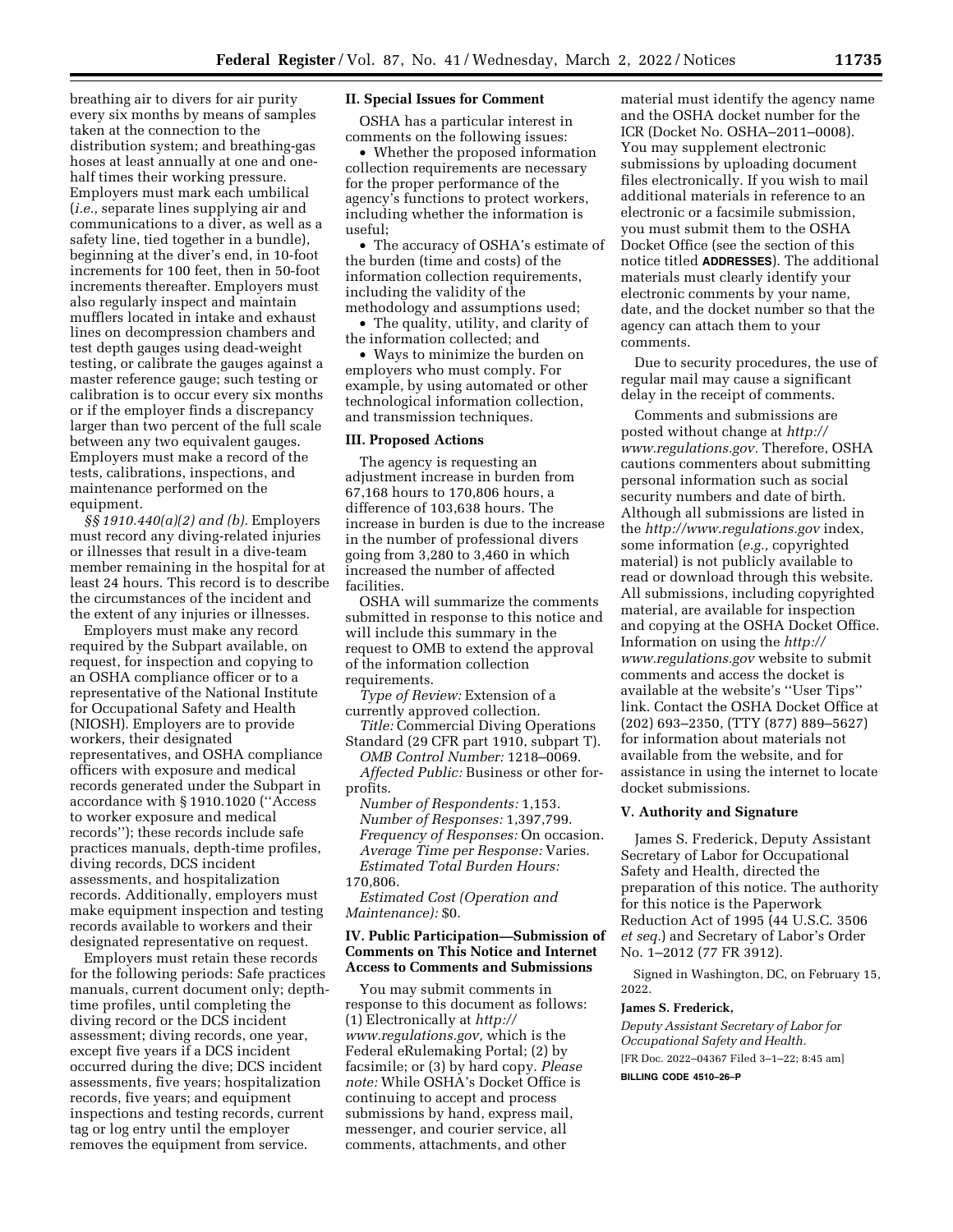breathing air to divers for air purity every six months by means of samples taken at the connection to the distribution system; and breathing-gas hoses at least annually at one and one-half times their working pressure. Employers must mark each umbilical (*i.e.,* separate lines supplying air and communications to a diver, as well as a safety line, tied together in a bundle), beginning at the diver's end, in 10-foot increments for 100 feet, then in 50-foot increments thereafter. Employers must also regularly inspect and maintain mufflers located in intake and exhaust lines on decompression chambers and test depth gauges using dead-weight testing, or calibrate the gauges against a master reference gauge; such testing or calibration is to occur every six months or if the employer finds a discrepancy larger than two percent of the full scale between any two equivalent gauges. Employers must make a record of the tests, calibrations, inspections, and maintenance performed on the equipment.

*§§ 1910.440(a)(2) and (b).* Employers must record any diving-related injuries or illnesses that result in a dive-team member remaining in the hospital for at least 24 hours. This record is to describe the circumstances of the incident and the extent of any injuries or illnesses.

Employers must make any record required by the Subpart available, on request, for inspection and copying to an OSHA compliance officer or to a representative of the National Institute for Occupational Safety and Health (NIOSH). Employers are to provide workers, their designated representatives, and OSHA compliance officers with exposure and medical records generated under the Subpart in accordance with § 1910.1020 (''Access to worker exposure and medical records''); these records include safe practices manuals, depth-time profiles, diving records, DCS incident assessments, and hospitalization records. Additionally, employers must make equipment inspection and testing records available to workers and their designated representative on request.

Employers must retain these records for the following periods: Safe practices manuals, current document only; depth-time profiles, until completing the diving record or the DCS incident assessment; diving records, one year, except five years if a DCS incident occurred during the dive; DCS incident assessments, five years; hospitalization records, five years; and equipment inspections and testing records, current tag or log entry until the employer removes the equipment from service.

## II. Special Issues for Comment

OSHA has a particular interest in comments on the following issues:

- Whether the proposed information collection requirements are necessary for the proper performance of the agency's functions to protect workers, including whether the information is useful;
- The accuracy of OSHA's estimate of the burden (time and costs) of the information collection requirements, including the validity of the methodology and assumptions used;
- The quality, utility, and clarity of the information collected; and
- Ways to minimize the burden on employers who must comply. For example, by using automated or other technological information collection, and transmission techniques.

## III. Proposed Actions

The agency is requesting an adjustment increase in burden from 67,168 hours to 170,806 hours, a difference of 103,638 hours. The increase in burden is due to the increase in the number of professional divers going from 3,280 to 3,460 in which increased the number of affected facilities.

OSHA will summarize the comments submitted in response to this notice and will include this summary in the request to OMB to extend the approval of the information collection requirements.

*Type of Review:* Extension of a currently approved collection.

*Title:* Commercial Diving Operations Standard (29 CFR part 1910, subpart T).

*OMB Control Number:* 1218–0069.

*Affected Public:* Business or other for-profits.

*Number of Respondents:* 1,153.

*Number of Responses:* 1,397,799.

*Frequency of Responses:* On occasion.

*Average Time per Response:* Varies.

*Estimated Total Burden Hours:* 170,806.

*Estimated Cost (Operation and Maintenance):* $0.

## IV. Public Participation—Submission of Comments on This Notice and Internet Access to Comments and Submissions

You may submit comments in response to this document as follows: (1) Electronically at *http://www.regulations.gov,* which is the Federal eRulemaking Portal; (2) by facsimile; or (3) by hard copy. *Please note:* While OSHA's Docket Office is continuing to accept and process submissions by hand, express mail, messenger, and courier service, all comments, attachments, and other material must identify the agency name and the OSHA docket number for the ICR (Docket No. OSHA–2011–0008). You may supplement electronic submissions by uploading document files electronically. If you wish to mail additional materials in reference to an electronic or a facsimile submission, you must submit them to the OSHA Docket Office (see the section of this notice titled **ADDRESSES**). The additional materials must clearly identify your electronic comments by your name, date, and the docket number so that the agency can attach them to your comments.

Due to security procedures, the use of regular mail may cause a significant delay in the receipt of comments.

Comments and submissions are posted without change at *http://www.regulations.gov.* Therefore, OSHA cautions commenters about submitting personal information such as social security numbers and date of birth. Although all submissions are listed in the *http://www.regulations.gov* index, some information (*e.g.,* copyrighted material) is not publicly available to read or download through this website. All submissions, including copyrighted material, are available for inspection and copying at the OSHA Docket Office. Information on using the *http://www.regulations.gov* website to submit comments and access the docket is available at the website's ''User Tips'' link. Contact the OSHA Docket Office at (202) 693–2350, (TTY (877) 889–5627) for information about materials not available from the website, and for assistance in using the internet to locate docket submissions.

## V. Authority and Signature

James S. Frederick, Deputy Assistant Secretary of Labor for Occupational Safety and Health, directed the preparation of this notice. The authority for this notice is the Paperwork Reduction Act of 1995 (44 U.S.C. 3506 *et seq.*) and Secretary of Labor's Order No. 1–2012 (77 FR 3912).

Signed in Washington, DC, on February 15, 2022.

**James S. Frederick,**

*Deputy Assistant Secretary of Labor for Occupational Safety and Health.*

[FR Doc. 2022–04367 Filed 3–1–22; 8:45 am]

**BILLING CODE 4510–26–P**